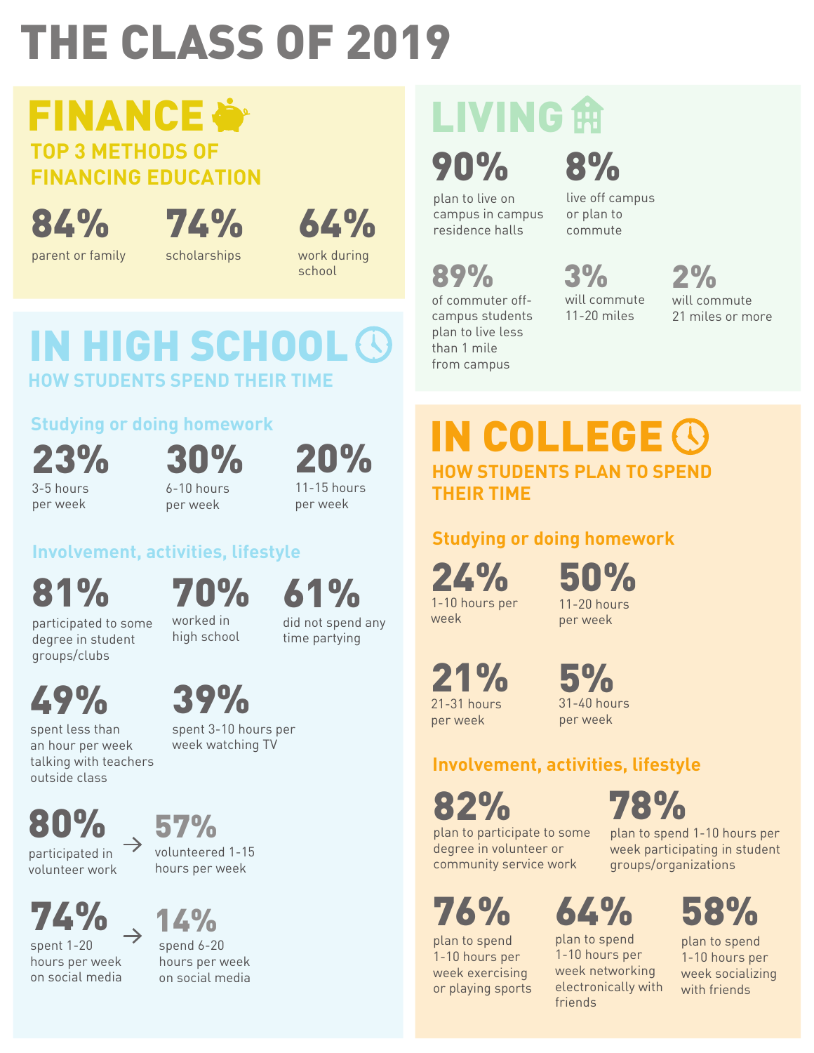# THE CLASS OF 2019

## FINANCE

### TOP 3 METHODS OF FINANCING EDUCATION

**84%**
parent or family

**74%**
scholarships

**64%**
work during school

## IN HIGH SCHOOL

### HOW STUDENTS SPEND THEIR TIME

#### Studying or doing homework

**23%**
3-5 hours per week

**30%**
6-10 hours per week

**20%**
11-15 hours per week

#### Involvement, activities, lifestyle

**81%**
participated to some degree in student groups/clubs

**70%**
worked in high school

**61%**
did not spend any time partying

**49%**
spent less than an hour per week talking with teachers outside class

**39%**
spent 3-10 hours per week watching TV

**80%**
participated in volunteer work → **57%** volunteered 1-15 hours per week

**74%**
spent 1-20 hours per week on social media → **14%** spend 6-20 hours per week on social media

## LIVING

**90%**
plan to live on campus in campus residence halls

**8%**
live off campus or plan to commute

**89%**
of commuter off-campus students plan to live less than 1 mile from campus

**3%**
will commute 11-20 miles

**2%**
will commute 21 miles or more

## IN COLLEGE

### HOW STUDENTS PLAN TO SPEND THEIR TIME

#### Studying or doing homework

**24%**
1-10 hours per week

**50%**
11-20 hours per week

**21%**
21-31 hours per week

**5%**
31-40 hours per week

#### Involvement, activities, lifestyle

**82%**
plan to participate to some degree in volunteer or community service work

**78%**
plan to spend 1-10 hours per week participating in student groups/organizations

**76%**
plan to spend 1-10 hours per week exercising or playing sports

**64%**
plan to spend 1-10 hours per week networking electronically with friends

**58%**
plan to spend 1-10 hours per week socializing with friends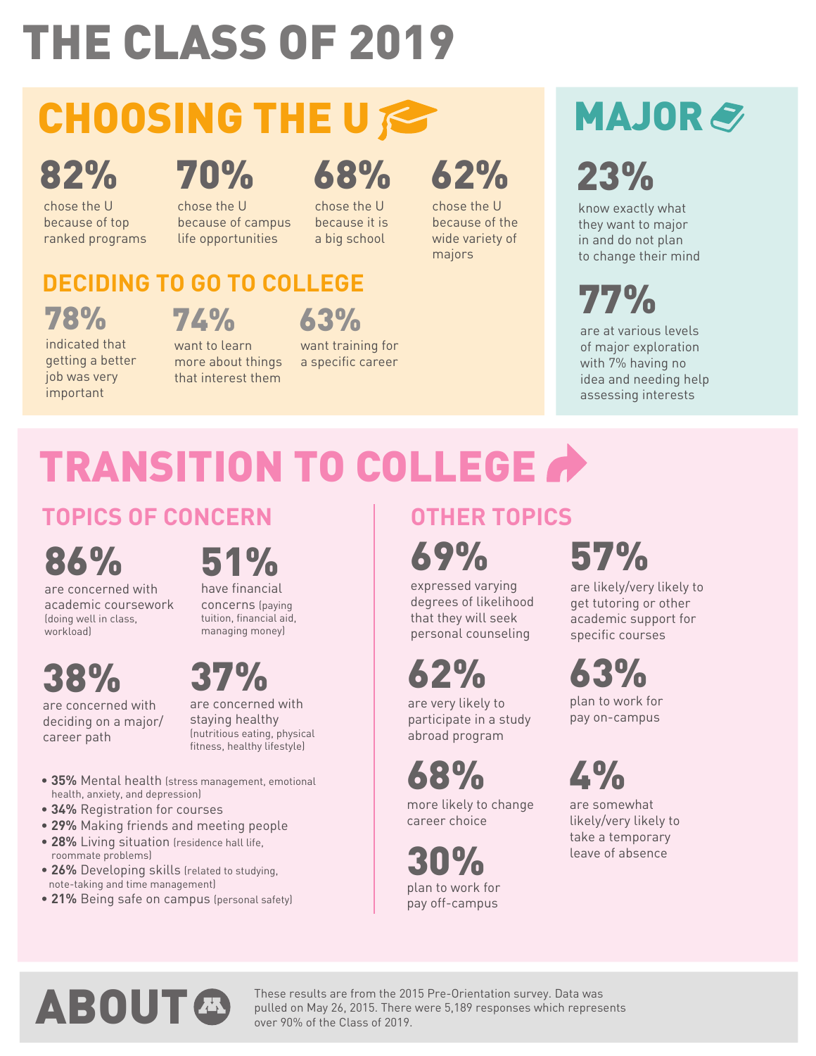# THE CLASS OF 2019

## CHOOSING THE U

**82%**
chose the U because of top ranked programs

**70%**
chose the U because of campus life opportunities

**68%**
chose the U because it is a big school

**62%**
chose the U because of the wide variety of majors

### DECIDING TO GO TO COLLEGE

**78%**
indicated that getting a better job was very important

**74%**
want to learn more about things that interest them

**63%**
want training for a specific career

## MAJOR

**23%**
know exactly what they want to major in and do not plan to change their mind

**77%**
are at various levels of major exploration with 7% having no idea and needing help assessing interests

## TRANSITION TO COLLEGE

### TOPICS OF CONCERN

**86%**
are concerned with academic coursework (doing well in class, workload)

**51%**
have financial concerns (paying tuition, financial aid, managing money)

**38%**
are concerned with deciding on a major/ career path

**37%**
are concerned with staying healthy (nutritious eating, physical fitness, healthy lifestyle)

- **35%** Mental health (stress management, emotional health, anxiety, and depression)
- **34%** Registration for courses
- **29%** Making friends and meeting people
- **28%** Living situation (residence hall life, roommate problems)
- **26%** Developing skills (related to studying, note-taking and time management)
- **21%** Being safe on campus (personal safety)

### OTHER TOPICS

**69%**
expressed varying degrees of likelihood that they will seek personal counseling

**57%**
are likely/very likely to get tutoring or other academic support for specific courses

**62%**
are very likely to participate in a study abroad program

**63%**
plan to work for pay on-campus

**68%**
more likely to change career choice

**4%**
are somewhat likely/very likely to take a temporary leave of absence

**30%**
plan to work for pay off-campus

## ABOUT

These results are from the 2015 Pre-Orientation survey. Data was pulled on May 26, 2015. There were 5,189 responses which represents over 90% of the Class of 2019.